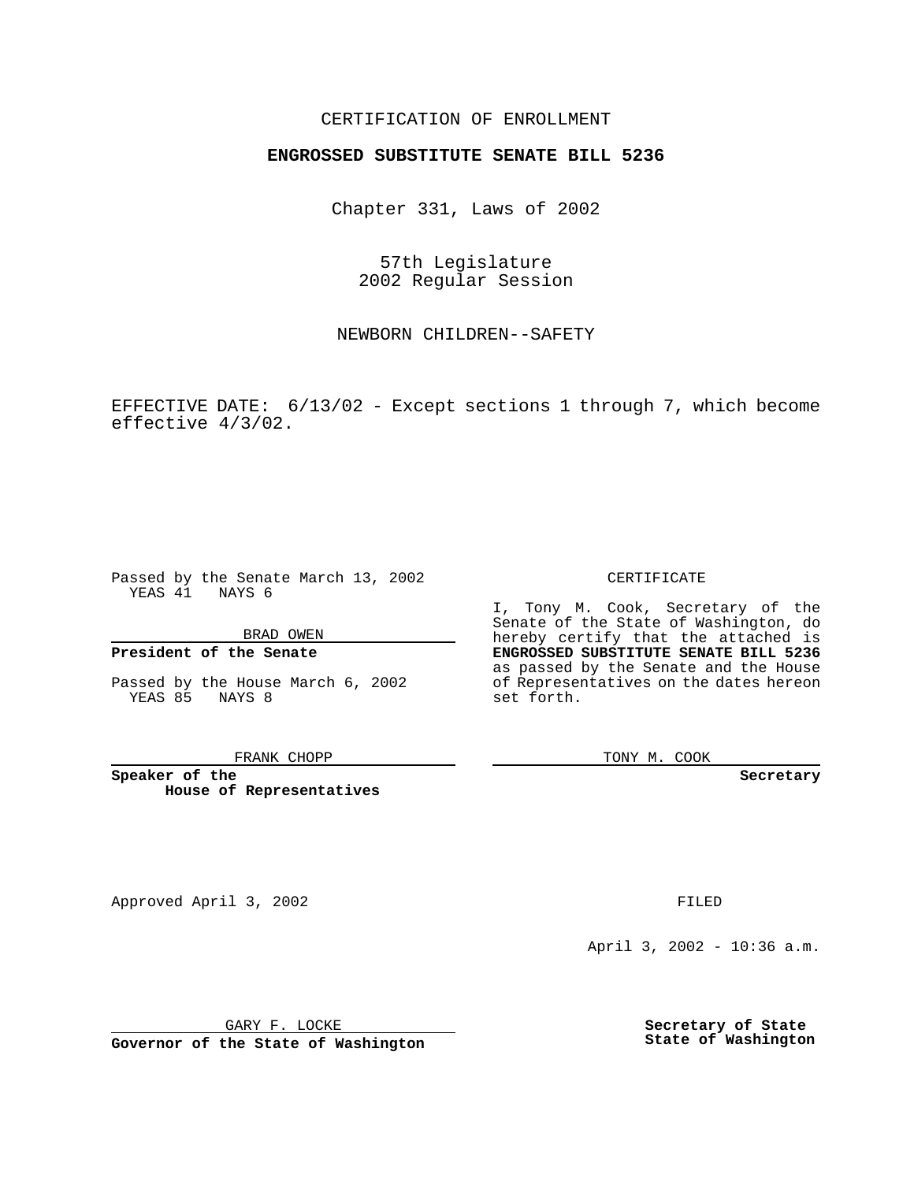CERTIFICATION OF ENROLLMENT

**ENGROSSED SUBSTITUTE SENATE BILL 5236**

Chapter 331, Laws of 2002

57th Legislature
2002 Regular Session

NEWBORN CHILDREN--SAFETY

EFFECTIVE DATE: 6/13/02 - Except sections 1 through 7, which become effective 4/3/02.

Passed by the Senate March 13, 2002
YEAS 41 NAYS 6

BRAD OWEN

**President of the Senate**

Passed by the House March 6, 2002
YEAS 85 NAYS 8

FRANK CHOPP

**Speaker of the House of Representatives**

CERTIFICATE

I, Tony M. Cook, Secretary of the Senate of the State of Washington, do hereby certify that the attached is **ENGROSSED SUBSTITUTE SENATE BILL 5236** as passed by the Senate and the House of Representatives on the dates hereon set forth.

TONY M. COOK

**Secretary**

Approved April 3, 2002

FILED

April 3, 2002 - 10:36 a.m.

GARY F. LOCKE

**Governor of the State of Washington**

**Secretary of State**
**State of Washington**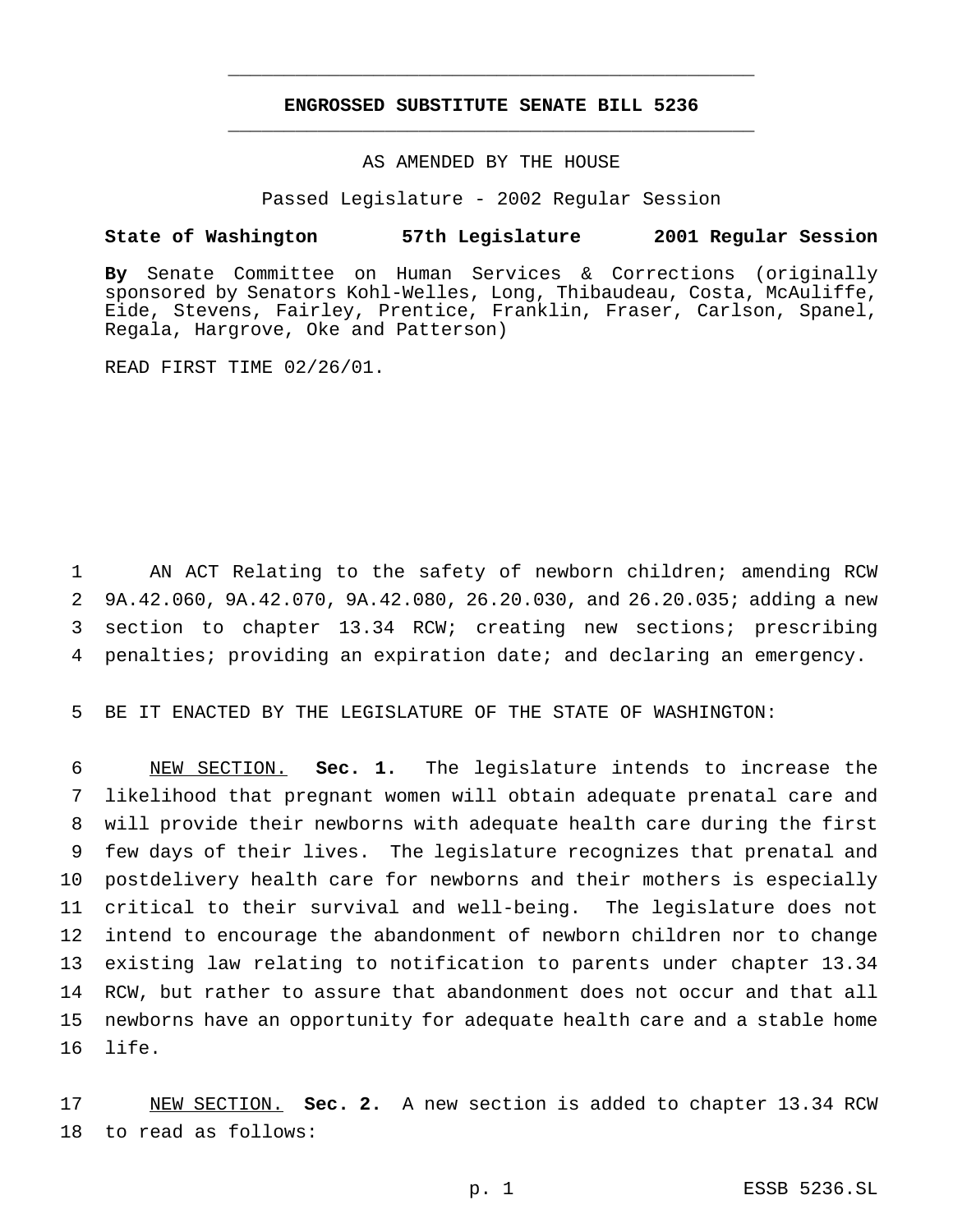**ENGROSSED SUBSTITUTE SENATE BILL 5236**

AS AMENDED BY THE HOUSE

Passed Legislature - 2002 Regular Session

**State of Washington 57th Legislature 2001 Regular Session**

**By** Senate Committee on Human Services & Corrections (originally sponsored by Senators Kohl-Welles, Long, Thibaudeau, Costa, McAuliffe, Eide, Stevens, Fairley, Prentice, Franklin, Fraser, Carlson, Spanel, Regala, Hargrove, Oke and Patterson)

READ FIRST TIME 02/26/01.

AN ACT Relating to the safety of newborn children; amending RCW 9A.42.060, 9A.42.070, 9A.42.080, 26.20.030, and 26.20.035; adding a new section to chapter 13.34 RCW; creating new sections; prescribing penalties; providing an expiration date; and declaring an emergency.

BE IT ENACTED BY THE LEGISLATURE OF THE STATE OF WASHINGTON:

NEW SECTION. **Sec. 1.** The legislature intends to increase the likelihood that pregnant women will obtain adequate prenatal care and will provide their newborns with adequate health care during the first few days of their lives. The legislature recognizes that prenatal and postdelivery health care for newborns and their mothers is especially critical to their survival and well-being. The legislature does not intend to encourage the abandonment of newborn children nor to change existing law relating to notification to parents under chapter 13.34 RCW, but rather to assure that abandonment does not occur and that all newborns have an opportunity for adequate health care and a stable home life.

NEW SECTION. **Sec. 2.** A new section is added to chapter 13.34 RCW to read as follows: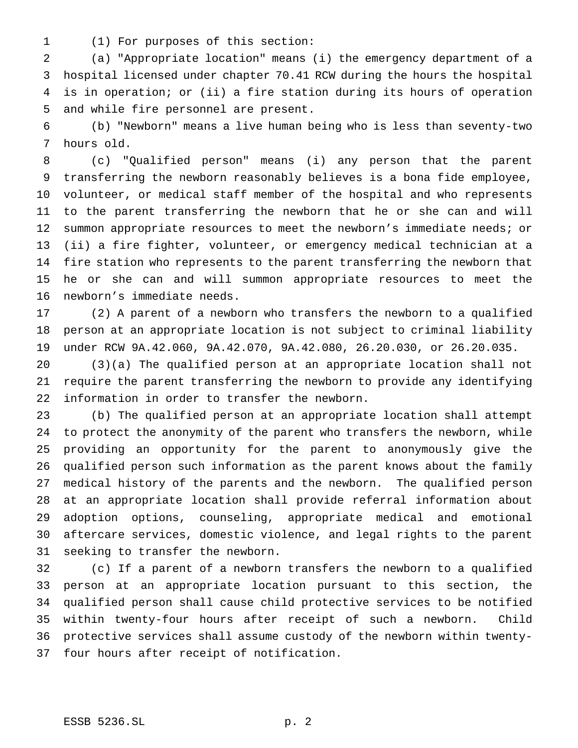(1) For purposes of this section:

(a) "Appropriate location" means (i) the emergency department of a hospital licensed under chapter 70.41 RCW during the hours the hospital is in operation; or (ii) a fire station during its hours of operation and while fire personnel are present.

(b) "Newborn" means a live human being who is less than seventy-two hours old.

(c) "Qualified person" means (i) any person that the parent transferring the newborn reasonably believes is a bona fide employee, volunteer, or medical staff member of the hospital and who represents to the parent transferring the newborn that he or she can and will summon appropriate resources to meet the newborn's immediate needs; or (ii) a fire fighter, volunteer, or emergency medical technician at a fire station who represents to the parent transferring the newborn that he or she can and will summon appropriate resources to meet the newborn's immediate needs.

(2) A parent of a newborn who transfers the newborn to a qualified person at an appropriate location is not subject to criminal liability under RCW 9A.42.060, 9A.42.070, 9A.42.080, 26.20.030, or 26.20.035.

(3)(a) The qualified person at an appropriate location shall not require the parent transferring the newborn to provide any identifying information in order to transfer the newborn.

(b) The qualified person at an appropriate location shall attempt to protect the anonymity of the parent who transfers the newborn, while providing an opportunity for the parent to anonymously give the qualified person such information as the parent knows about the family medical history of the parents and the newborn. The qualified person at an appropriate location shall provide referral information about adoption options, counseling, appropriate medical and emotional aftercare services, domestic violence, and legal rights to the parent seeking to transfer the newborn.

(c) If a parent of a newborn transfers the newborn to a qualified person at an appropriate location pursuant to this section, the qualified person shall cause child protective services to be notified within twenty-four hours after receipt of such a newborn. Child protective services shall assume custody of the newborn within twenty-four hours after receipt of notification.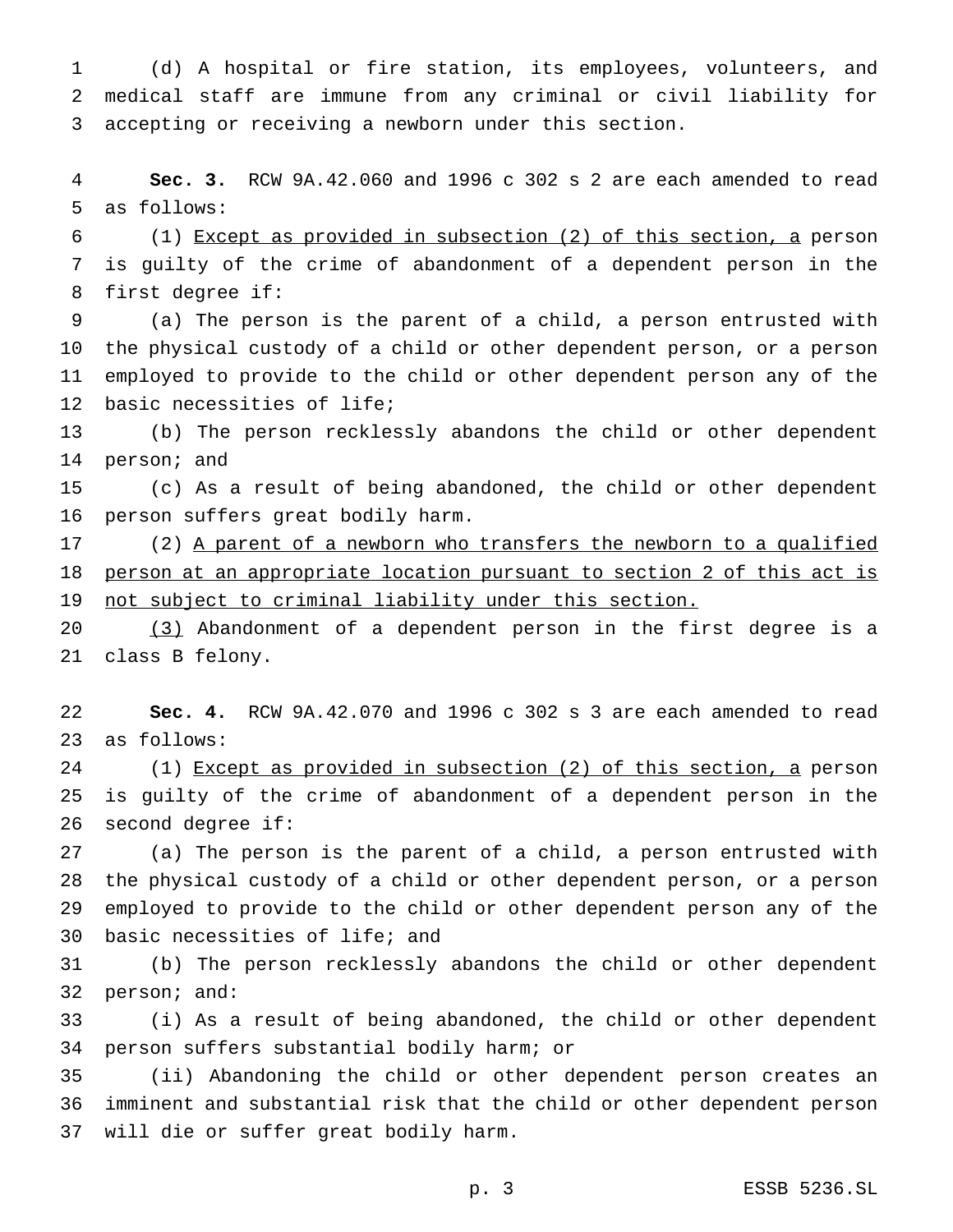(d) A hospital or fire station, its employees, volunteers, and medical staff are immune from any criminal or civil liability for accepting or receiving a newborn under this section.

**Sec. 3.** RCW 9A.42.060 and 1996 c 302 s 2 are each amended to read as follows:

(1) <u>Except as provided in subsection (2) of this section, a</u> person is guilty of the crime of abandonment of a dependent person in the first degree if:

(a) The person is the parent of a child, a person entrusted with the physical custody of a child or other dependent person, or a person employed to provide to the child or other dependent person any of the basic necessities of life;

(b) The person recklessly abandons the child or other dependent person; and

(c) As a result of being abandoned, the child or other dependent person suffers great bodily harm.

(2) <u>A parent of a newborn who transfers the newborn to a qualified person at an appropriate location pursuant to section 2 of this act is not subject to criminal liability under this section.</u>

<u>(3)</u> Abandonment of a dependent person in the first degree is a class B felony.

**Sec. 4.** RCW 9A.42.070 and 1996 c 302 s 3 are each amended to read as follows:

(1) <u>Except as provided in subsection (2) of this section, a</u> person is guilty of the crime of abandonment of a dependent person in the second degree if:

(a) The person is the parent of a child, a person entrusted with the physical custody of a child or other dependent person, or a person employed to provide to the child or other dependent person any of the basic necessities of life; and

(b) The person recklessly abandons the child or other dependent person; and:

(i) As a result of being abandoned, the child or other dependent person suffers substantial bodily harm; or

(ii) Abandoning the child or other dependent person creates an imminent and substantial risk that the child or other dependent person will die or suffer great bodily harm.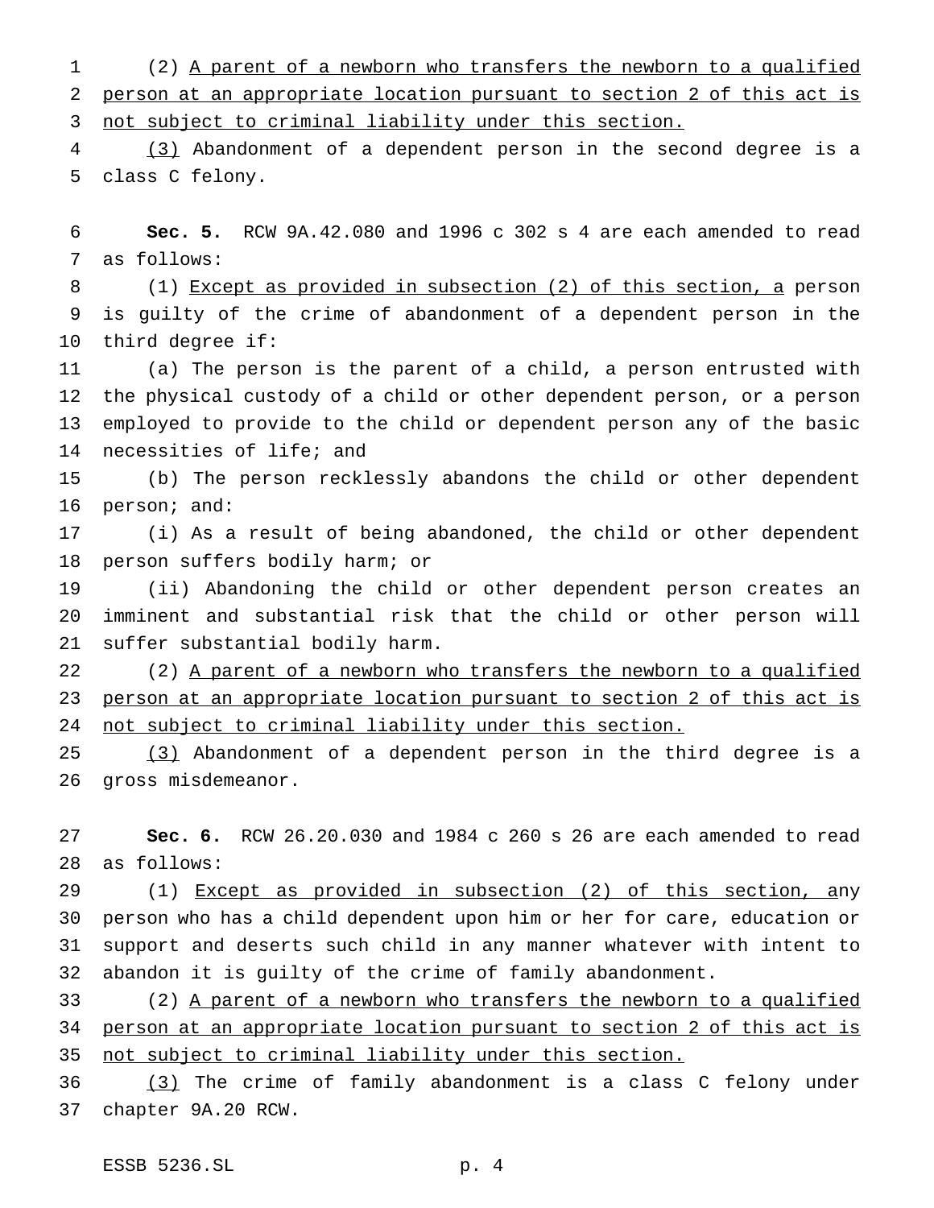(2) A parent of a newborn who transfers the newborn to a qualified person at an appropriate location pursuant to section 2 of this act is not subject to criminal liability under this section.

(3) Abandonment of a dependent person in the second degree is a class C felony.

**Sec. 5.** RCW 9A.42.080 and 1996 c 302 s 4 are each amended to read as follows:

(1) Except as provided in subsection (2) of this section, a person is guilty of the crime of abandonment of a dependent person in the third degree if:

(a) The person is the parent of a child, a person entrusted with the physical custody of a child or other dependent person, or a person employed to provide to the child or dependent person any of the basic necessities of life; and

(b) The person recklessly abandons the child or other dependent person; and:

(i) As a result of being abandoned, the child or other dependent person suffers bodily harm; or

(ii) Abandoning the child or other dependent person creates an imminent and substantial risk that the child or other person will suffer substantial bodily harm.

(2) A parent of a newborn who transfers the newborn to a qualified person at an appropriate location pursuant to section 2 of this act is not subject to criminal liability under this section.

(3) Abandonment of a dependent person in the third degree is a gross misdemeanor.

**Sec. 6.** RCW 26.20.030 and 1984 c 260 s 26 are each amended to read as follows:

(1) Except as provided in subsection (2) of this section, any person who has a child dependent upon him or her for care, education or support and deserts such child in any manner whatever with intent to abandon it is guilty of the crime of family abandonment.

(2) A parent of a newborn who transfers the newborn to a qualified person at an appropriate location pursuant to section 2 of this act is not subject to criminal liability under this section.

(3) The crime of family abandonment is a class C felony under chapter 9A.20 RCW.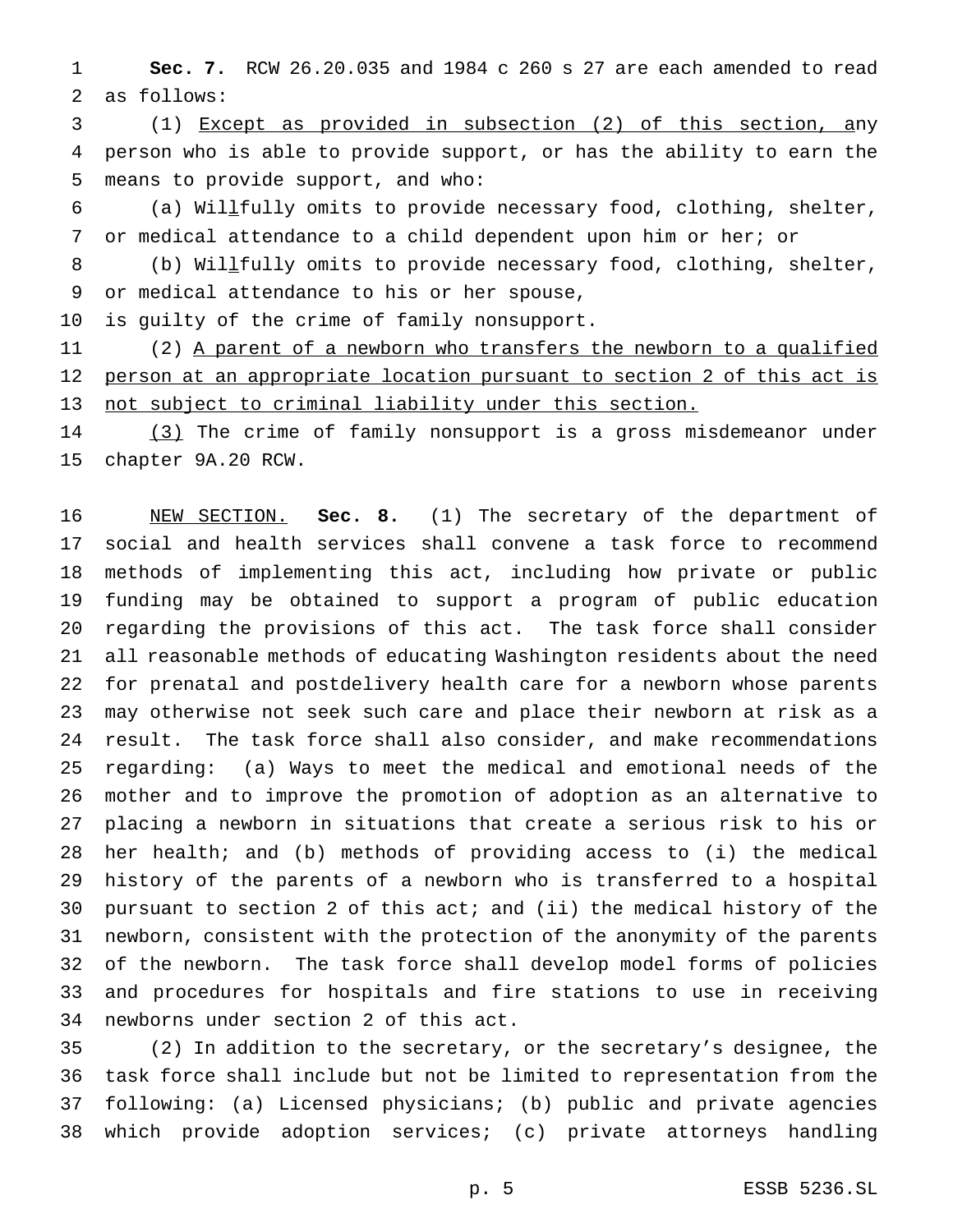**Sec. 7.** RCW 26.20.035 and 1984 c 260 s 27 are each amended to read as follows:

(1) Except as provided in subsection (2) of this section, any person who is able to provide support, or has the ability to earn the means to provide support, and who:

(a) Willfully omits to provide necessary food, clothing, shelter, or medical attendance to a child dependent upon him or her; or

(b) Willfully omits to provide necessary food, clothing, shelter, or medical attendance to his or her spouse,

is guilty of the crime of family nonsupport.

(2) A parent of a newborn who transfers the newborn to a qualified person at an appropriate location pursuant to section 2 of this act is not subject to criminal liability under this section.

(3) The crime of family nonsupport is a gross misdemeanor under chapter 9A.20 RCW.

NEW SECTION. **Sec. 8.** (1) The secretary of the department of social and health services shall convene a task force to recommend methods of implementing this act, including how private or public funding may be obtained to support a program of public education regarding the provisions of this act. The task force shall consider all reasonable methods of educating Washington residents about the need for prenatal and postdelivery health care for a newborn whose parents may otherwise not seek such care and place their newborn at risk as a result. The task force shall also consider, and make recommendations regarding: (a) Ways to meet the medical and emotional needs of the mother and to improve the promotion of adoption as an alternative to placing a newborn in situations that create a serious risk to his or her health; and (b) methods of providing access to (i) the medical history of the parents of a newborn who is transferred to a hospital pursuant to section 2 of this act; and (ii) the medical history of the newborn, consistent with the protection of the anonymity of the parents of the newborn. The task force shall develop model forms of policies and procedures for hospitals and fire stations to use in receiving newborns under section 2 of this act.

(2) In addition to the secretary, or the secretary's designee, the task force shall include but not be limited to representation from the following: (a) Licensed physicians; (b) public and private agencies which provide adoption services; (c) private attorneys handling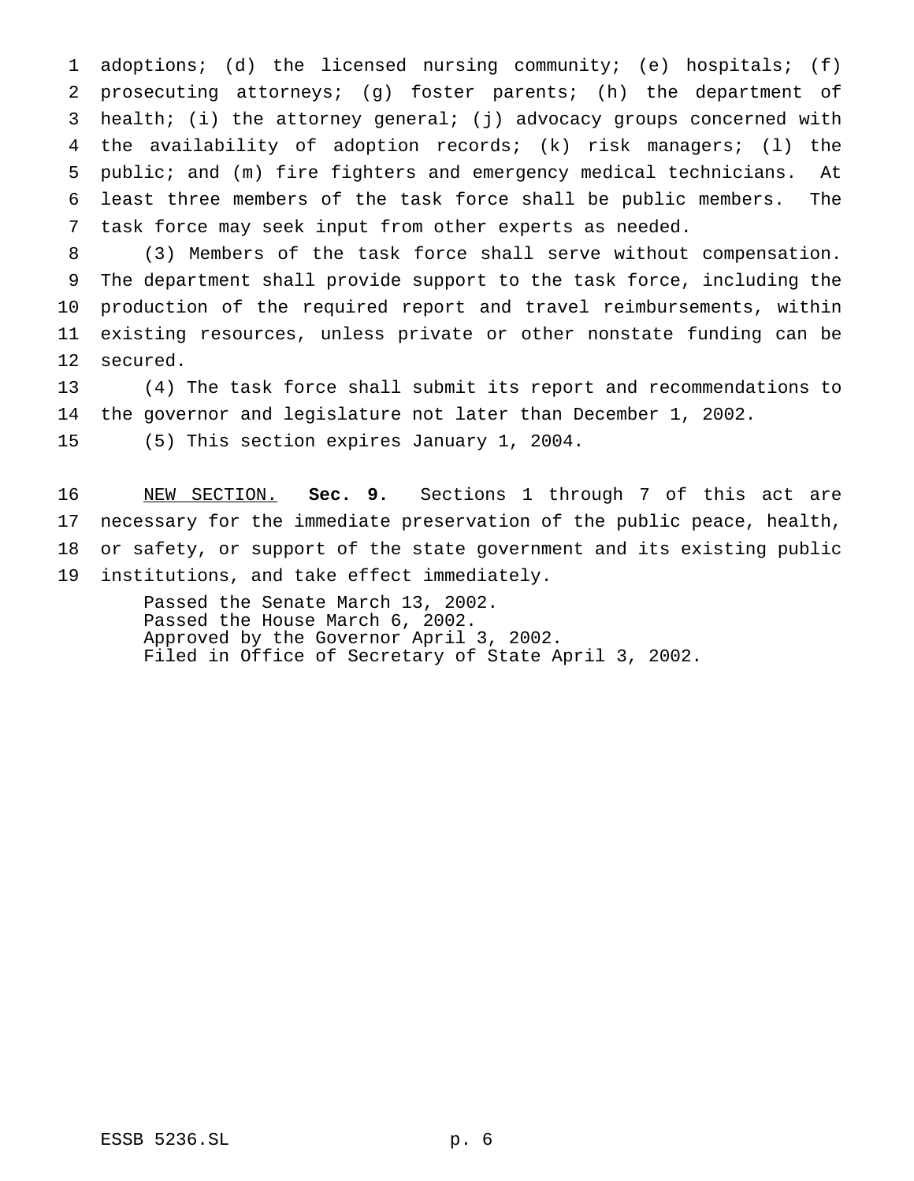adoptions; (d) the licensed nursing community; (e) hospitals; (f) prosecuting attorneys; (g) foster parents; (h) the department of health; (i) the attorney general; (j) advocacy groups concerned with the availability of adoption records; (k) risk managers; (l) the public; and (m) fire fighters and emergency medical technicians. At least three members of the task force shall be public members. The task force may seek input from other experts as needed.

(3) Members of the task force shall serve without compensation. The department shall provide support to the task force, including the production of the required report and travel reimbursements, within existing resources, unless private or other nonstate funding can be secured.

(4) The task force shall submit its report and recommendations to the governor and legislature not later than December 1, 2002.

(5) This section expires January 1, 2004.

NEW SECTION. **Sec. 9.** Sections 1 through 7 of this act are necessary for the immediate preservation of the public peace, health, or safety, or support of the state government and its existing public institutions, and take effect immediately.

Passed the Senate March 13, 2002.
Passed the House March 6, 2002.
Approved by the Governor April 3, 2002.
Filed in Office of Secretary of State April 3, 2002.